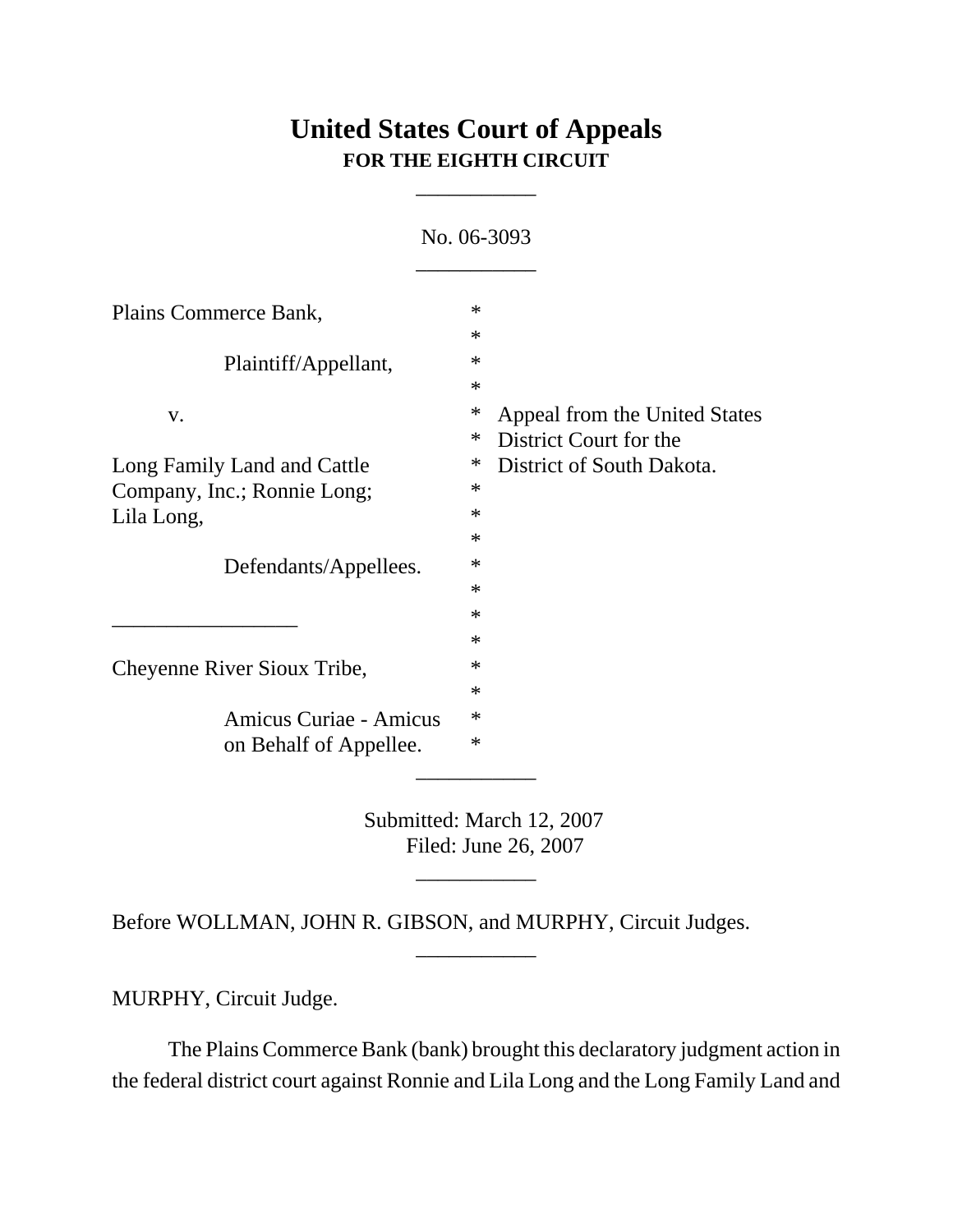# United States Court of Appeals
**FOR THE EIGHTH CIRCUIT**

___________

No. 06-3093

___________

| | | |
|---|---|---|
| Plains Commerce Bank, | * | |
| | * | |
| Plaintiff/Appellant, | * | |
| | * | |
| v. | * | Appeal from the United States |
| | * | District Court for the |
| Long Family Land and Cattle | * | District of South Dakota. |
| Company, Inc.; Ronnie Long; | * | |
| Lila Long, | * | |
| | * | |
| Defendants/Appellees. | * | |
| | * | |
| _________________ | * | |
| | * | |
| Cheyenne River Sioux Tribe, | * | |
| | * | |
| Amicus Curiae - Amicus | * | |
| on Behalf of Appellee. | * | |

___________

Submitted: March 12, 2007
Filed: June 26, 2007

___________

Before WOLLMAN, JOHN R. GIBSON, and MURPHY, Circuit Judges.

___________

MURPHY, Circuit Judge.

The Plains Commerce Bank (bank) brought this declaratory judgment action in the federal district court against Ronnie and Lila Long and the Long Family Land and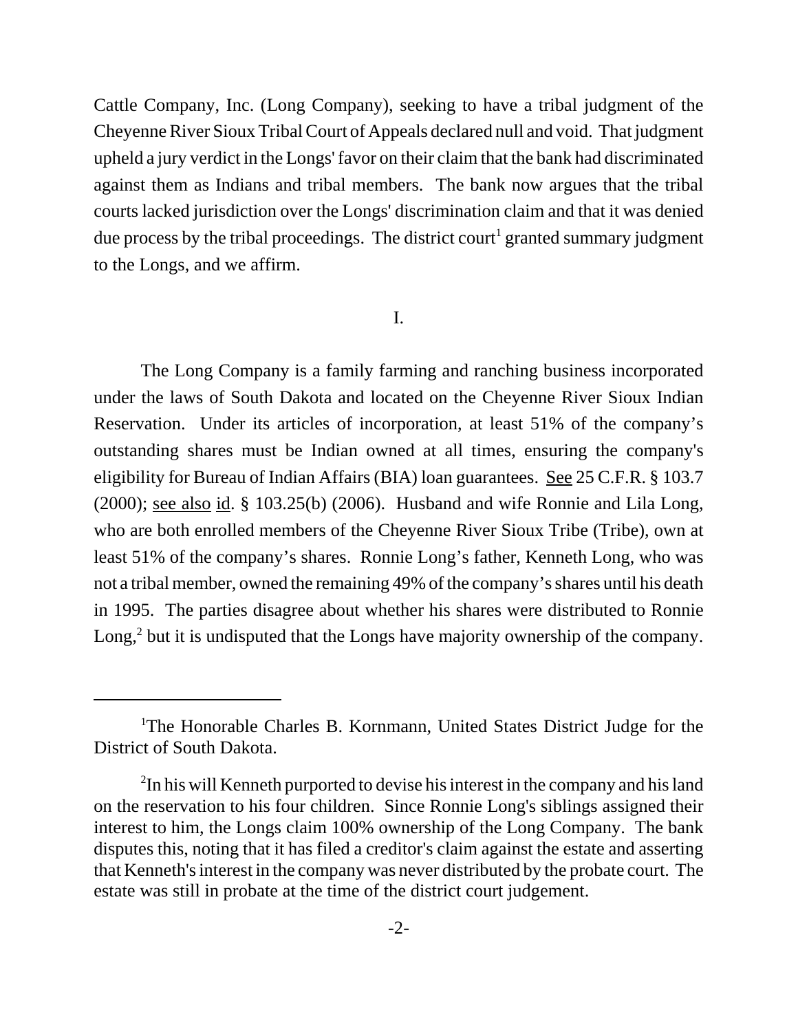Cattle Company, Inc. (Long Company), seeking to have a tribal judgment of the Cheyenne River Sioux Tribal Court of Appeals declared null and void. That judgment upheld a jury verdict in the Longs' favor on their claim that the bank had discriminated against them as Indians and tribal members. The bank now argues that the tribal courts lacked jurisdiction over the Longs' discrimination claim and that it was denied due process by the tribal proceedings. The district court[1] granted summary judgment to the Longs, and we affirm.

I.

The Long Company is a family farming and ranching business incorporated under the laws of South Dakota and located on the Cheyenne River Sioux Indian Reservation. Under its articles of incorporation, at least 51% of the company's outstanding shares must be Indian owned at all times, ensuring the company's eligibility for Bureau of Indian Affairs (BIA) loan guarantees. See 25 C.F.R. § 103.7 (2000); see also id. § 103.25(b) (2006). Husband and wife Ronnie and Lila Long, who are both enrolled members of the Cheyenne River Sioux Tribe (Tribe), own at least 51% of the company's shares. Ronnie Long's father, Kenneth Long, who was not a tribal member, owned the remaining 49% of the company's shares until his death in 1995. The parties disagree about whether his shares were distributed to Ronnie Long,[2] but it is undisputed that the Longs have majority ownership of the company.

---

[1]The Honorable Charles B. Kornmann, United States District Judge for the District of South Dakota.

[2]In his will Kenneth purported to devise his interest in the company and his land on the reservation to his four children. Since Ronnie Long's siblings assigned their interest to him, the Longs claim 100% ownership of the Long Company. The bank disputes this, noting that it has filed a creditor's claim against the estate and asserting that Kenneth's interest in the company was never distributed by the probate court. The estate was still in probate at the time of the district court judgement.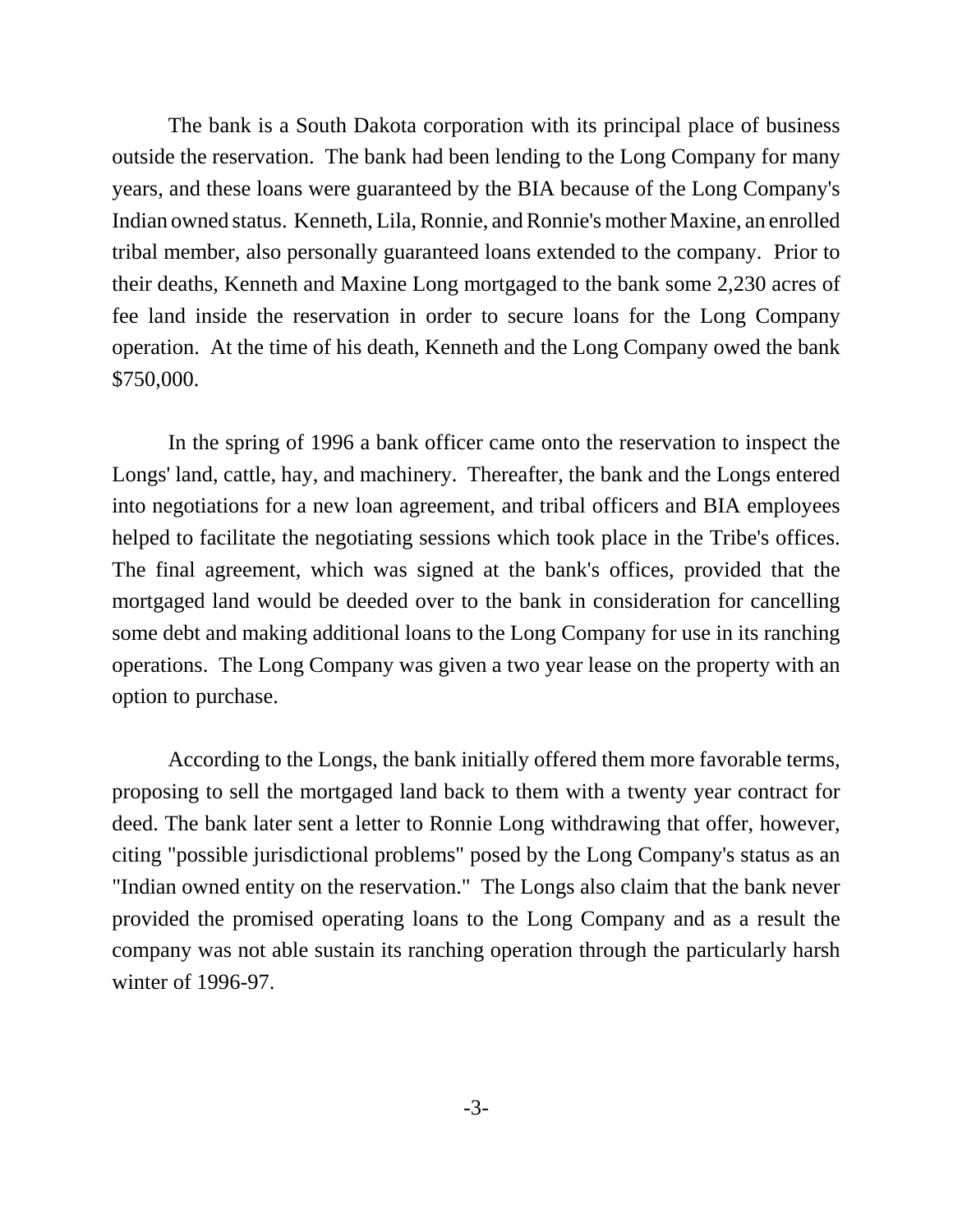The bank is a South Dakota corporation with its principal place of business outside the reservation. The bank had been lending to the Long Company for many years, and these loans were guaranteed by the BIA because of the Long Company's Indian owned status. Kenneth, Lila, Ronnie, and Ronnie's mother Maxine, an enrolled tribal member, also personally guaranteed loans extended to the company. Prior to their deaths, Kenneth and Maxine Long mortgaged to the bank some 2,230 acres of fee land inside the reservation in order to secure loans for the Long Company operation. At the time of his death, Kenneth and the Long Company owed the bank $750,000.

In the spring of 1996 a bank officer came onto the reservation to inspect the Longs' land, cattle, hay, and machinery. Thereafter, the bank and the Longs entered into negotiations for a new loan agreement, and tribal officers and BIA employees helped to facilitate the negotiating sessions which took place in the Tribe's offices. The final agreement, which was signed at the bank's offices, provided that the mortgaged land would be deeded over to the bank in consideration for cancelling some debt and making additional loans to the Long Company for use in its ranching operations. The Long Company was given a two year lease on the property with an option to purchase.

According to the Longs, the bank initially offered them more favorable terms, proposing to sell the mortgaged land back to them with a twenty year contract for deed. The bank later sent a letter to Ronnie Long withdrawing that offer, however, citing "possible jurisdictional problems" posed by the Long Company's status as an "Indian owned entity on the reservation." The Longs also claim that the bank never provided the promised operating loans to the Long Company and as a result the company was not able sustain its ranching operation through the particularly harsh winter of 1996-97.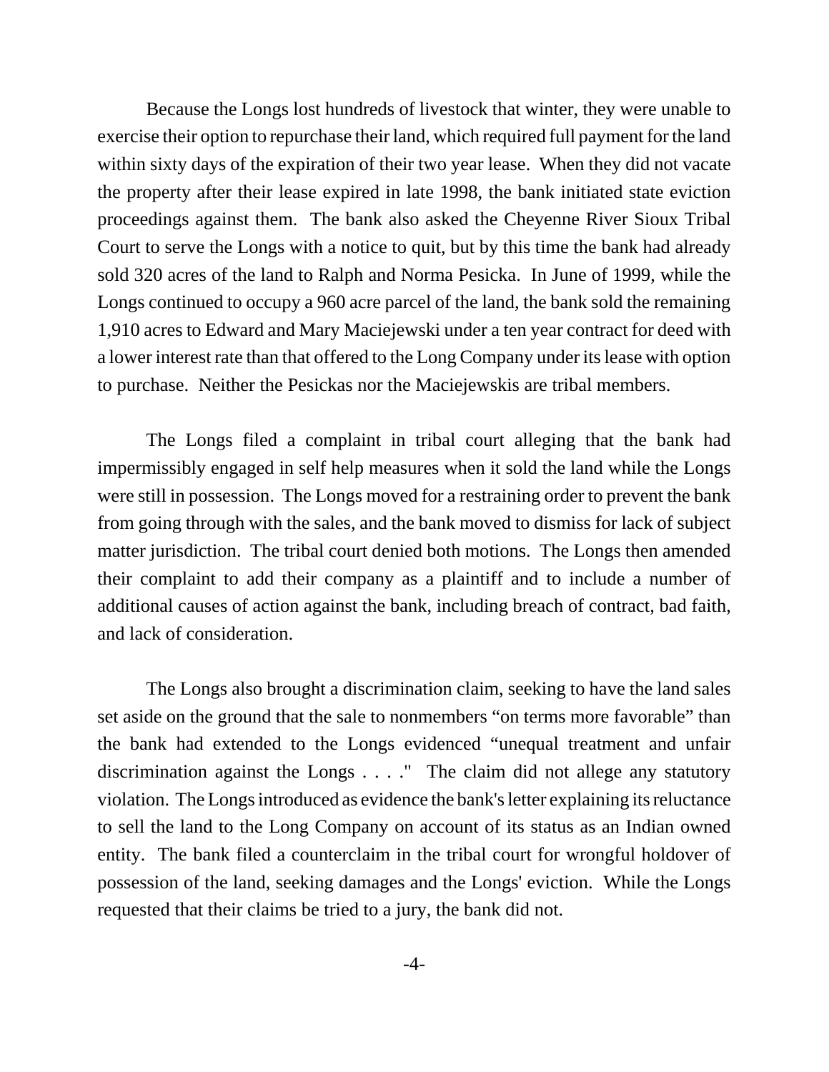Because the Longs lost hundreds of livestock that winter, they were unable to exercise their option to repurchase their land, which required full payment for the land within sixty days of the expiration of their two year lease. When they did not vacate the property after their lease expired in late 1998, the bank initiated state eviction proceedings against them. The bank also asked the Cheyenne River Sioux Tribal Court to serve the Longs with a notice to quit, but by this time the bank had already sold 320 acres of the land to Ralph and Norma Pesicka. In June of 1999, while the Longs continued to occupy a 960 acre parcel of the land, the bank sold the remaining 1,910 acres to Edward and Mary Maciejewski under a ten year contract for deed with a lower interest rate than that offered to the Long Company under its lease with option to purchase. Neither the Pesickas nor the Maciejewskis are tribal members.

The Longs filed a complaint in tribal court alleging that the bank had impermissibly engaged in self help measures when it sold the land while the Longs were still in possession. The Longs moved for a restraining order to prevent the bank from going through with the sales, and the bank moved to dismiss for lack of subject matter jurisdiction. The tribal court denied both motions. The Longs then amended their complaint to add their company as a plaintiff and to include a number of additional causes of action against the bank, including breach of contract, bad faith, and lack of consideration.

The Longs also brought a discrimination claim, seeking to have the land sales set aside on the ground that the sale to nonmembers "on terms more favorable" than the bank had extended to the Longs evidenced "unequal treatment and unfair discrimination against the Longs . . . ." The claim did not allege any statutory violation. The Longs introduced as evidence the bank's letter explaining its reluctance to sell the land to the Long Company on account of its status as an Indian owned entity. The bank filed a counterclaim in the tribal court for wrongful holdover of possession of the land, seeking damages and the Longs' eviction. While the Longs requested that their claims be tried to a jury, the bank did not.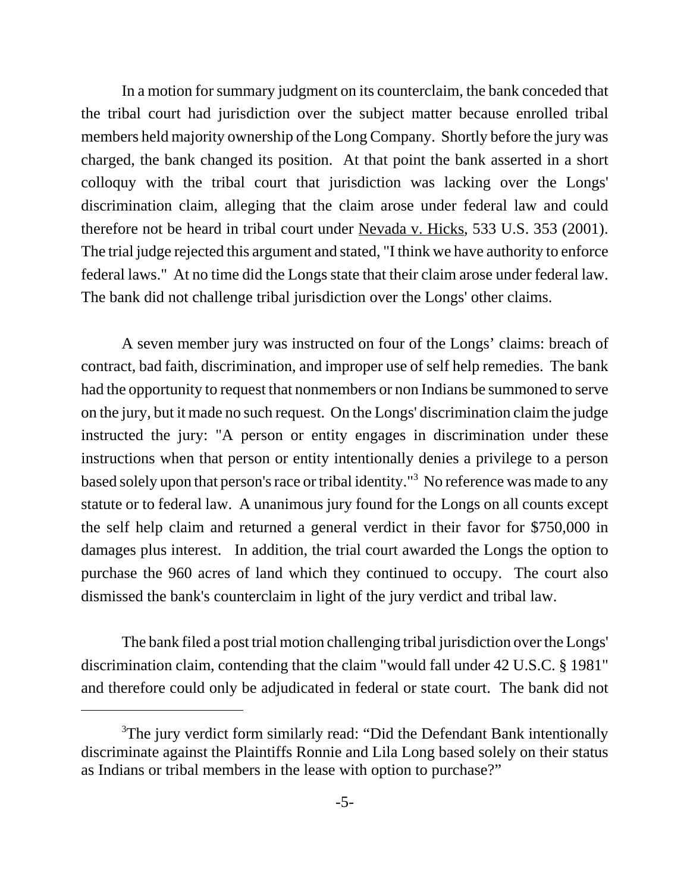In a motion for summary judgment on its counterclaim, the bank conceded that the tribal court had jurisdiction over the subject matter because enrolled tribal members held majority ownership of the Long Company. Shortly before the jury was charged, the bank changed its position. At that point the bank asserted in a short colloquy with the tribal court that jurisdiction was lacking over the Longs' discrimination claim, alleging that the claim arose under federal law and could therefore not be heard in tribal court under Nevada v. Hicks, 533 U.S. 353 (2001). The trial judge rejected this argument and stated, "I think we have authority to enforce federal laws." At no time did the Longs state that their claim arose under federal law. The bank did not challenge tribal jurisdiction over the Longs' other claims.

A seven member jury was instructed on four of the Longs' claims: breach of contract, bad faith, discrimination, and improper use of self help remedies. The bank had the opportunity to request that nonmembers or non Indians be summoned to serve on the jury, but it made no such request. On the Longs' discrimination claim the judge instructed the jury: "A person or entity engages in discrimination under these instructions when that person or entity intentionally denies a privilege to a person based solely upon that person's race or tribal identity."[3] No reference was made to any statute or to federal law. A unanimous jury found for the Longs on all counts except the self help claim and returned a general verdict in their favor for $750,000 in damages plus interest. In addition, the trial court awarded the Longs the option to purchase the 960 acres of land which they continued to occupy. The court also dismissed the bank's counterclaim in light of the jury verdict and tribal law.

The bank filed a post trial motion challenging tribal jurisdiction over the Longs' discrimination claim, contending that the claim "would fall under 42 U.S.C. § 1981" and therefore could only be adjudicated in federal or state court. The bank did not

[3] The jury verdict form similarly read: "Did the Defendant Bank intentionally discriminate against the Plaintiffs Ronnie and Lila Long based solely on their status as Indians or tribal members in the lease with option to purchase?"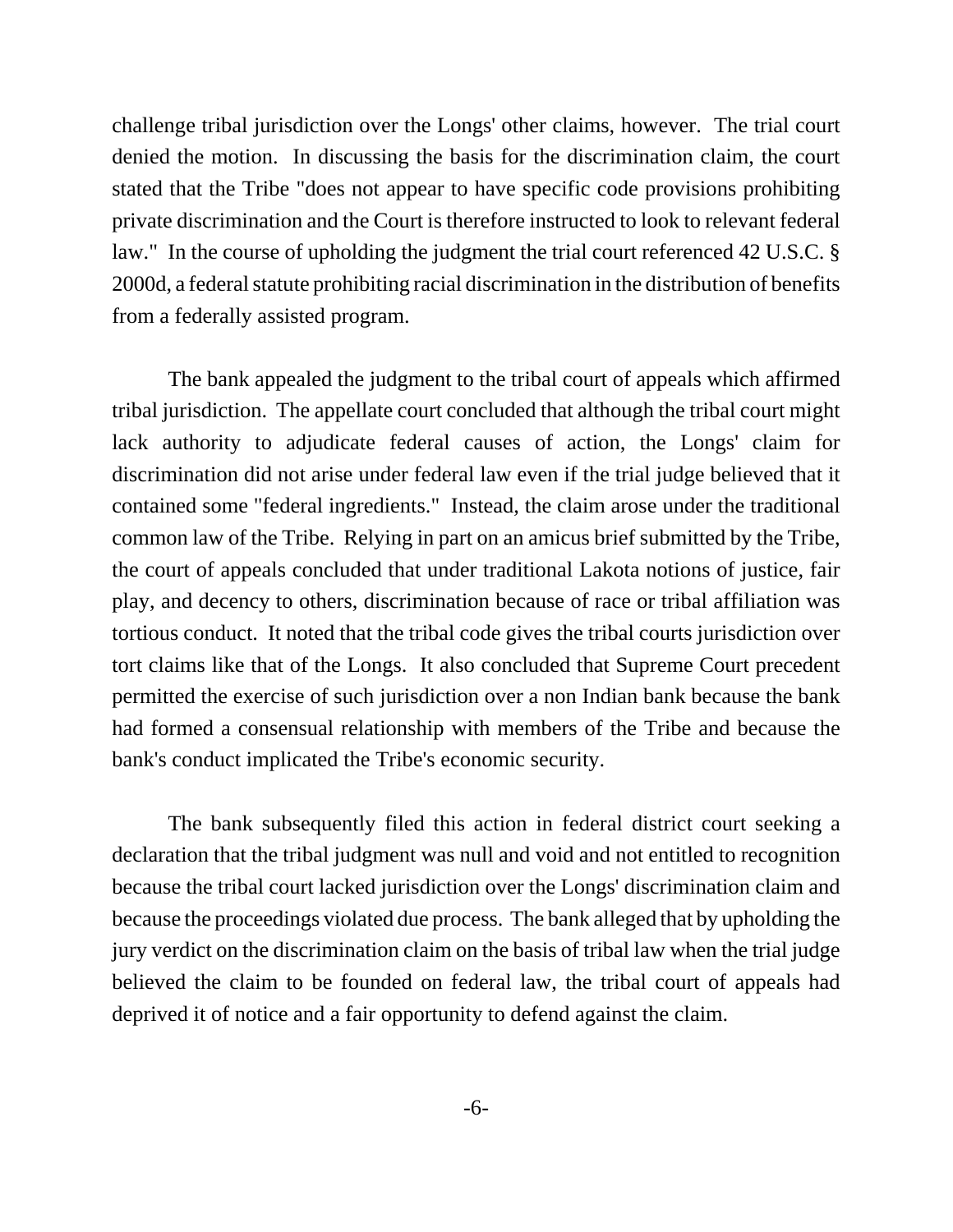challenge tribal jurisdiction over the Longs' other claims, however. The trial court denied the motion. In discussing the basis for the discrimination claim, the court stated that the Tribe "does not appear to have specific code provisions prohibiting private discrimination and the Court is therefore instructed to look to relevant federal law." In the course of upholding the judgment the trial court referenced 42 U.S.C. § 2000d, a federal statute prohibiting racial discrimination in the distribution of benefits from a federally assisted program.

The bank appealed the judgment to the tribal court of appeals which affirmed tribal jurisdiction. The appellate court concluded that although the tribal court might lack authority to adjudicate federal causes of action, the Longs' claim for discrimination did not arise under federal law even if the trial judge believed that it contained some "federal ingredients." Instead, the claim arose under the traditional common law of the Tribe. Relying in part on an amicus brief submitted by the Tribe, the court of appeals concluded that under traditional Lakota notions of justice, fair play, and decency to others, discrimination because of race or tribal affiliation was tortious conduct. It noted that the tribal code gives the tribal courts jurisdiction over tort claims like that of the Longs. It also concluded that Supreme Court precedent permitted the exercise of such jurisdiction over a non Indian bank because the bank had formed a consensual relationship with members of the Tribe and because the bank's conduct implicated the Tribe's economic security.

The bank subsequently filed this action in federal district court seeking a declaration that the tribal judgment was null and void and not entitled to recognition because the tribal court lacked jurisdiction over the Longs' discrimination claim and because the proceedings violated due process. The bank alleged that by upholding the jury verdict on the discrimination claim on the basis of tribal law when the trial judge believed the claim to be founded on federal law, the tribal court of appeals had deprived it of notice and a fair opportunity to defend against the claim.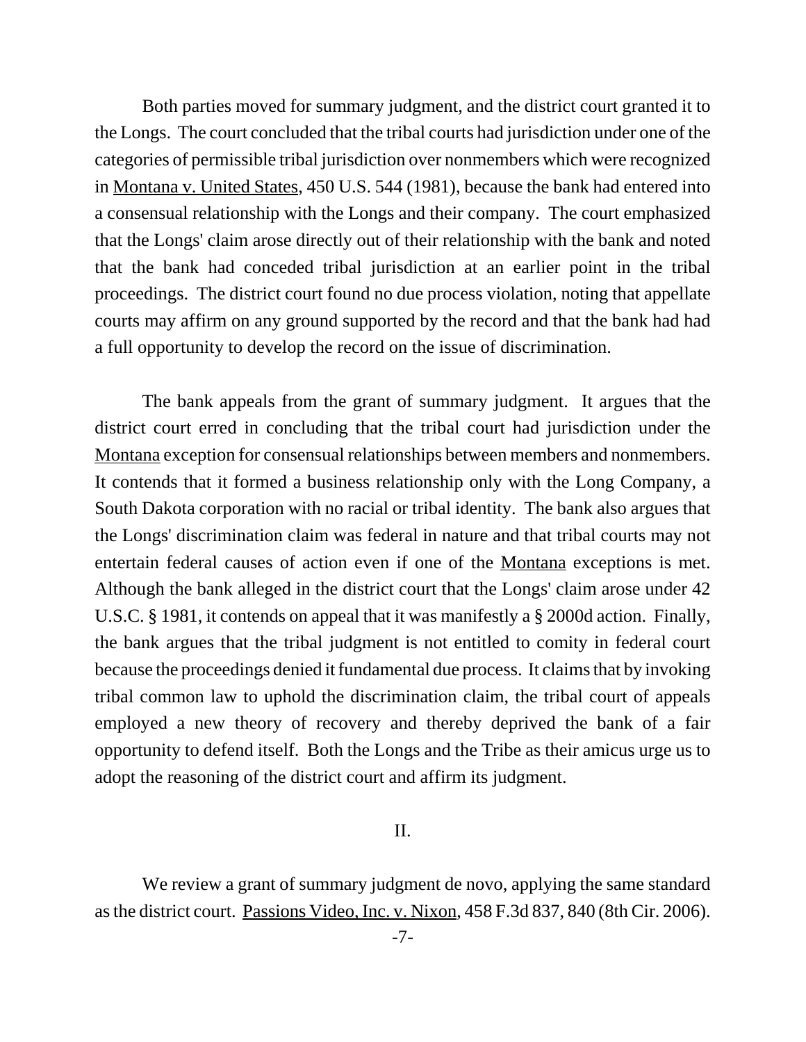Both parties moved for summary judgment, and the district court granted it to the Longs. The court concluded that the tribal courts had jurisdiction under one of the categories of permissible tribal jurisdiction over nonmembers which were recognized in Montana v. United States, 450 U.S. 544 (1981), because the bank had entered into a consensual relationship with the Longs and their company. The court emphasized that the Longs' claim arose directly out of their relationship with the bank and noted that the bank had conceded tribal jurisdiction at an earlier point in the tribal proceedings. The district court found no due process violation, noting that appellate courts may affirm on any ground supported by the record and that the bank had had a full opportunity to develop the record on the issue of discrimination.

The bank appeals from the grant of summary judgment. It argues that the district court erred in concluding that the tribal court had jurisdiction under the Montana exception for consensual relationships between members and nonmembers. It contends that it formed a business relationship only with the Long Company, a South Dakota corporation with no racial or tribal identity. The bank also argues that the Longs' discrimination claim was federal in nature and that tribal courts may not entertain federal causes of action even if one of the Montana exceptions is met. Although the bank alleged in the district court that the Longs' claim arose under 42 U.S.C. § 1981, it contends on appeal that it was manifestly a § 2000d action. Finally, the bank argues that the tribal judgment is not entitled to comity in federal court because the proceedings denied it fundamental due process. It claims that by invoking tribal common law to uphold the discrimination claim, the tribal court of appeals employed a new theory of recovery and thereby deprived the bank of a fair opportunity to defend itself. Both the Longs and the Tribe as their amicus urge us to adopt the reasoning of the district court and affirm its judgment.

## II.

We review a grant of summary judgment de novo, applying the same standard as the district court. Passions Video, Inc. v. Nixon, 458 F.3d 837, 840 (8th Cir. 2006).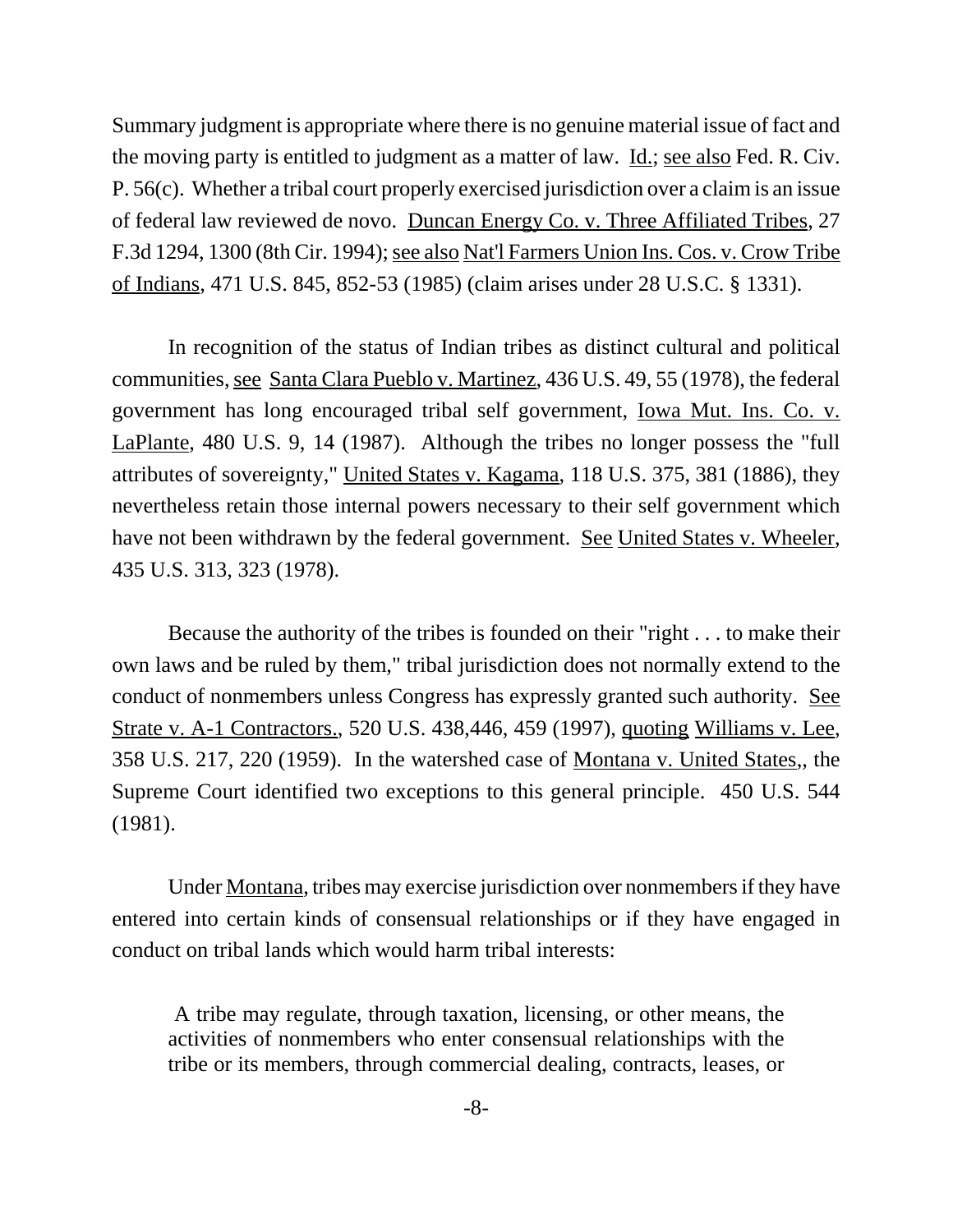Summary judgment is appropriate where there is no genuine material issue of fact and the moving party is entitled to judgment as a matter of law. Id.; see also Fed. R. Civ. P. 56(c). Whether a tribal court properly exercised jurisdiction over a claim is an issue of federal law reviewed de novo. Duncan Energy Co. v. Three Affiliated Tribes, 27 F.3d 1294, 1300 (8th Cir. 1994); see also Nat'l Farmers Union Ins. Cos. v. Crow Tribe of Indians, 471 U.S. 845, 852-53 (1985) (claim arises under 28 U.S.C. § 1331).

In recognition of the status of Indian tribes as distinct cultural and political communities, see Santa Clara Pueblo v. Martinez, 436 U.S. 49, 55 (1978), the federal government has long encouraged tribal self government, Iowa Mut. Ins. Co. v. LaPlante, 480 U.S. 9, 14 (1987). Although the tribes no longer possess the "full attributes of sovereignty," United States v. Kagama, 118 U.S. 375, 381 (1886), they nevertheless retain those internal powers necessary to their self government which have not been withdrawn by the federal government. See United States v. Wheeler, 435 U.S. 313, 323 (1978).

Because the authority of the tribes is founded on their "right . . . to make their own laws and be ruled by them," tribal jurisdiction does not normally extend to the conduct of nonmembers unless Congress has expressly granted such authority. See Strate v. A-1 Contractors., 520 U.S. 438,446, 459 (1997), quoting Williams v. Lee, 358 U.S. 217, 220 (1959). In the watershed case of Montana v. United States,, the Supreme Court identified two exceptions to this general principle. 450 U.S. 544 (1981).

Under Montana, tribes may exercise jurisdiction over nonmembers if they have entered into certain kinds of consensual relationships or if they have engaged in conduct on tribal lands which would harm tribal interests:

> A tribe may regulate, through taxation, licensing, or other means, the activities of nonmembers who enter consensual relationships with the tribe or its members, through commercial dealing, contracts, leases, or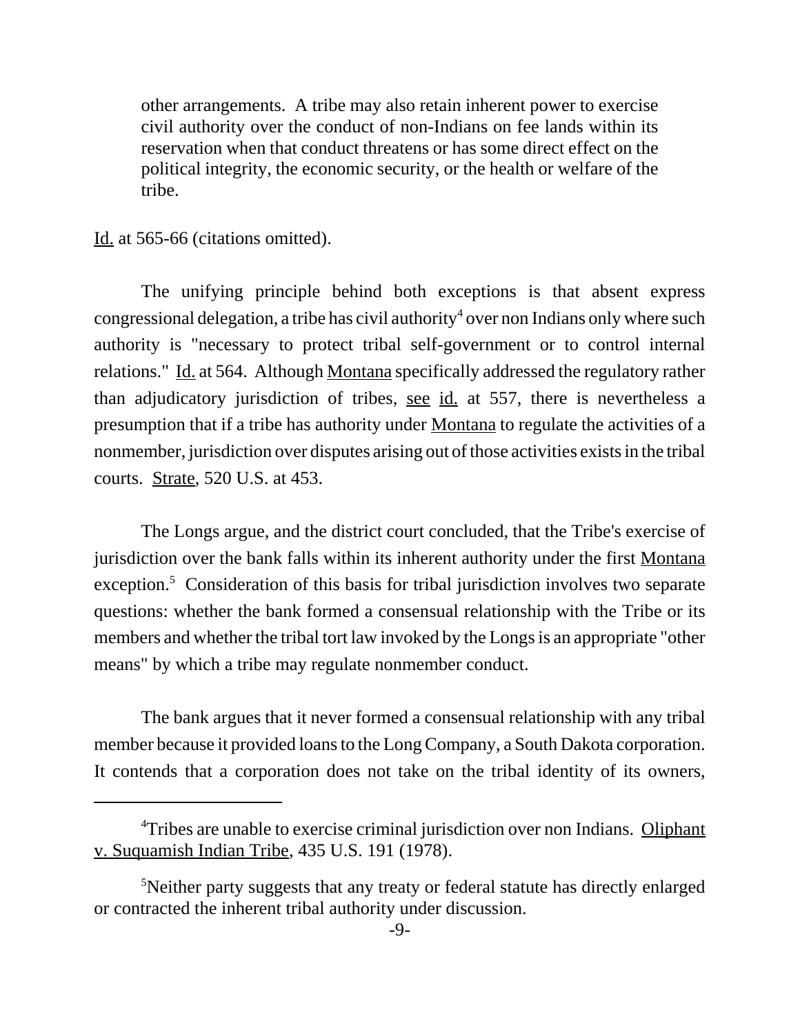> other arrangements. A tribe may also retain inherent power to exercise civil authority over the conduct of non-Indians on fee lands within its reservation when that conduct threatens or has some direct effect on the political integrity, the economic security, or the health or welfare of the tribe.

Id. at 565-66 (citations omitted).

The unifying principle behind both exceptions is that absent express congressional delegation, a tribe has civil authority[4] over non Indians only where such authority is "necessary to protect tribal self-government or to control internal relations." Id. at 564. Although Montana specifically addressed the regulatory rather than adjudicatory jurisdiction of tribes, see id. at 557, there is nevertheless a presumption that if a tribe has authority under Montana to regulate the activities of a nonmember, jurisdiction over disputes arising out of those activities exists in the tribal courts. Strate, 520 U.S. at 453.

The Longs argue, and the district court concluded, that the Tribe's exercise of jurisdiction over the bank falls within its inherent authority under the first Montana exception.[5] Consideration of this basis for tribal jurisdiction involves two separate questions: whether the bank formed a consensual relationship with the Tribe or its members and whether the tribal tort law invoked by the Longs is an appropriate "other means" by which a tribe may regulate nonmember conduct.

The bank argues that it never formed a consensual relationship with any tribal member because it provided loans to the Long Company, a South Dakota corporation. It contends that a corporation does not take on the tribal identity of its owners,

---

[4]Tribes are unable to exercise criminal jurisdiction over non Indians. Oliphant v. Suquamish Indian Tribe, 435 U.S. 191 (1978).

[5]Neither party suggests that any treaty or federal statute has directly enlarged or contracted the inherent tribal authority under discussion.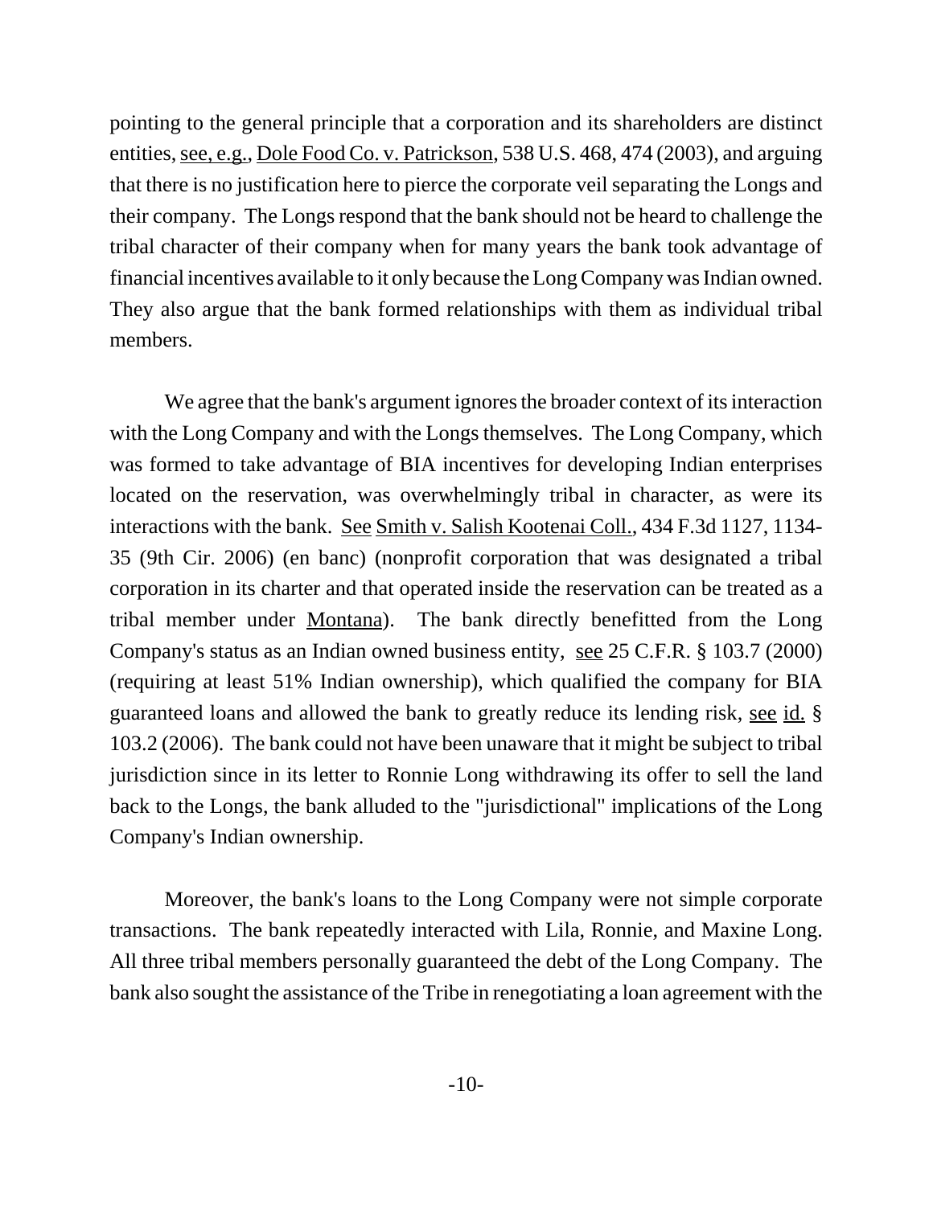pointing to the general principle that a corporation and its shareholders are distinct entities, see, e.g., Dole Food Co. v. Patrickson, 538 U.S. 468, 474 (2003), and arguing that there is no justification here to pierce the corporate veil separating the Longs and their company. The Longs respond that the bank should not be heard to challenge the tribal character of their company when for many years the bank took advantage of financial incentives available to it only because the Long Company was Indian owned. They also argue that the bank formed relationships with them as individual tribal members.

We agree that the bank's argument ignores the broader context of its interaction with the Long Company and with the Longs themselves. The Long Company, which was formed to take advantage of BIA incentives for developing Indian enterprises located on the reservation, was overwhelmingly tribal in character, as were its interactions with the bank. See Smith v. Salish Kootenai Coll., 434 F.3d 1127, 1134-35 (9th Cir. 2006) (en banc) (nonprofit corporation that was designated a tribal corporation in its charter and that operated inside the reservation can be treated as a tribal member under Montana). The bank directly benefitted from the Long Company's status as an Indian owned business entity, see 25 C.F.R. § 103.7 (2000) (requiring at least 51% Indian ownership), which qualified the company for BIA guaranteed loans and allowed the bank to greatly reduce its lending risk, see id. § 103.2 (2006). The bank could not have been unaware that it might be subject to tribal jurisdiction since in its letter to Ronnie Long withdrawing its offer to sell the land back to the Longs, the bank alluded to the "jurisdictional" implications of the Long Company's Indian ownership.

Moreover, the bank's loans to the Long Company were not simple corporate transactions. The bank repeatedly interacted with Lila, Ronnie, and Maxine Long. All three tribal members personally guaranteed the debt of the Long Company. The bank also sought the assistance of the Tribe in renegotiating a loan agreement with the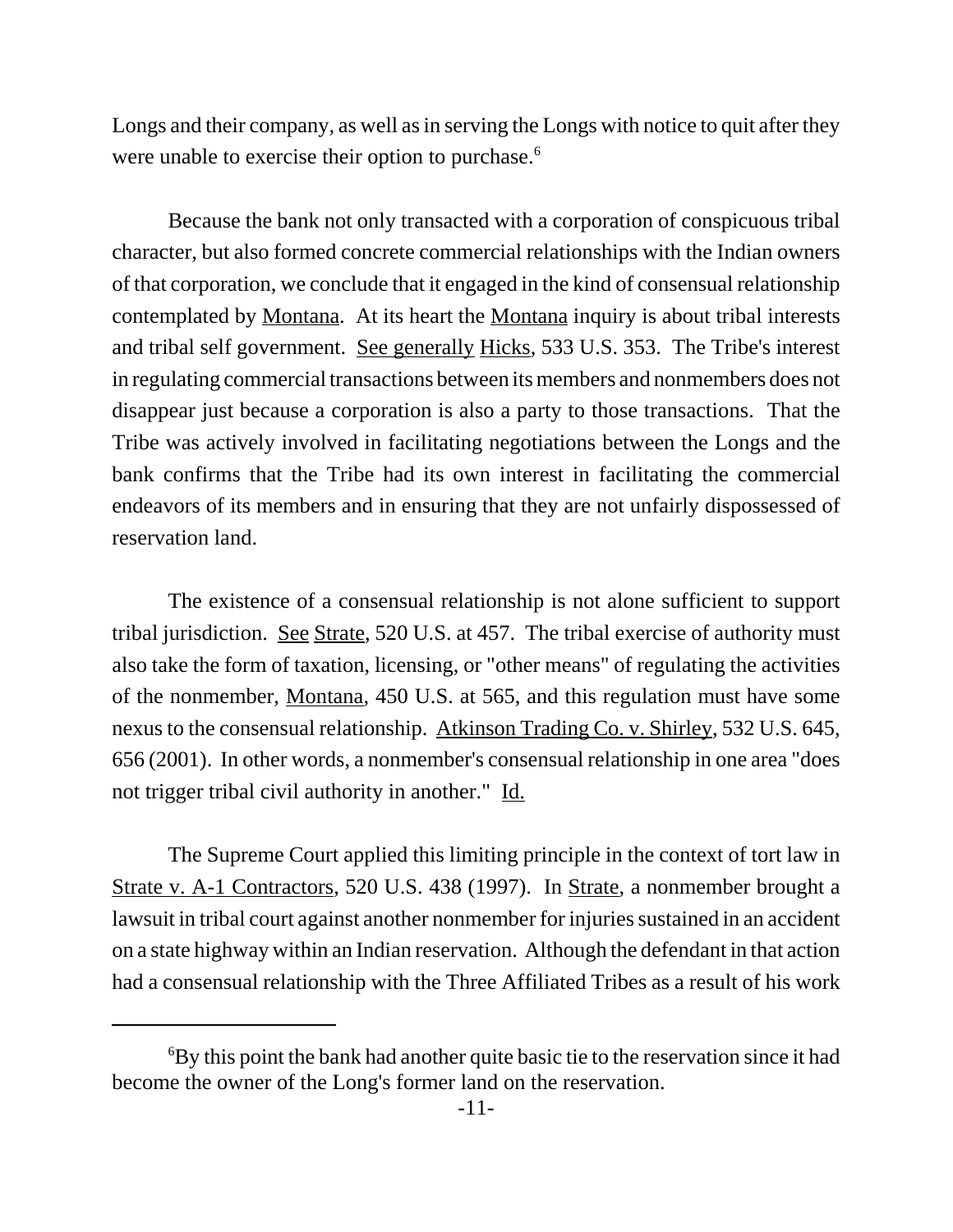Longs and their company, as well as in serving the Longs with notice to quit after they were unable to exercise their option to purchase.[6]

Because the bank not only transacted with a corporation of conspicuous tribal character, but also formed concrete commercial relationships with the Indian owners of that corporation, we conclude that it engaged in the kind of consensual relationship contemplated by Montana. At its heart the Montana inquiry is about tribal interests and tribal self government. See generally Hicks, 533 U.S. 353. The Tribe's interest in regulating commercial transactions between its members and nonmembers does not disappear just because a corporation is also a party to those transactions. That the Tribe was actively involved in facilitating negotiations between the Longs and the bank confirms that the Tribe had its own interest in facilitating the commercial endeavors of its members and in ensuring that they are not unfairly dispossessed of reservation land.

The existence of a consensual relationship is not alone sufficient to support tribal jurisdiction. See Strate, 520 U.S. at 457. The tribal exercise of authority must also take the form of taxation, licensing, or "other means" of regulating the activities of the nonmember, Montana, 450 U.S. at 565, and this regulation must have some nexus to the consensual relationship. Atkinson Trading Co. v. Shirley, 532 U.S. 645, 656 (2001). In other words, a nonmember's consensual relationship in one area "does not trigger tribal civil authority in another." Id.

The Supreme Court applied this limiting principle in the context of tort law in Strate v. A-1 Contractors, 520 U.S. 438 (1997). In Strate, a nonmember brought a lawsuit in tribal court against another nonmember for injuries sustained in an accident on a state highway within an Indian reservation. Although the defendant in that action had a consensual relationship with the Three Affiliated Tribes as a result of his work

[6] By this point the bank had another quite basic tie to the reservation since it had become the owner of the Long's former land on the reservation.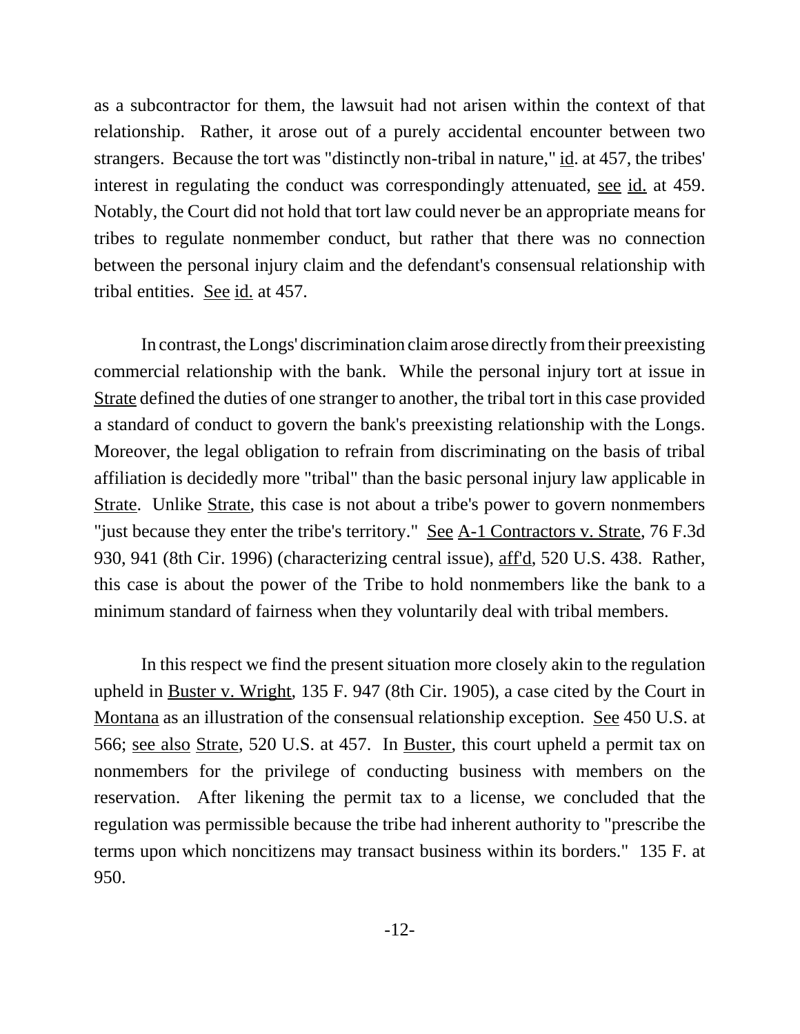as a subcontractor for them, the lawsuit had not arisen within the context of that relationship. Rather, it arose out of a purely accidental encounter between two strangers. Because the tort was "distinctly non-tribal in nature," id. at 457, the tribes' interest in regulating the conduct was correspondingly attenuated, see id. at 459. Notably, the Court did not hold that tort law could never be an appropriate means for tribes to regulate nonmember conduct, but rather that there was no connection between the personal injury claim and the defendant's consensual relationship with tribal entities. See id. at 457.

In contrast, the Longs' discrimination claim arose directly from their preexisting commercial relationship with the bank. While the personal injury tort at issue in Strate defined the duties of one stranger to another, the tribal tort in this case provided a standard of conduct to govern the bank's preexisting relationship with the Longs. Moreover, the legal obligation to refrain from discriminating on the basis of tribal affiliation is decidedly more "tribal" than the basic personal injury law applicable in Strate. Unlike Strate, this case is not about a tribe's power to govern nonmembers "just because they enter the tribe's territory." See A-1 Contractors v. Strate, 76 F.3d 930, 941 (8th Cir. 1996) (characterizing central issue), aff'd, 520 U.S. 438. Rather, this case is about the power of the Tribe to hold nonmembers like the bank to a minimum standard of fairness when they voluntarily deal with tribal members.

In this respect we find the present situation more closely akin to the regulation upheld in Buster v. Wright, 135 F. 947 (8th Cir. 1905), a case cited by the Court in Montana as an illustration of the consensual relationship exception. See 450 U.S. at 566; see also Strate, 520 U.S. at 457. In Buster, this court upheld a permit tax on nonmembers for the privilege of conducting business with members on the reservation. After likening the permit tax to a license, we concluded that the regulation was permissible because the tribe had inherent authority to "prescribe the terms upon which noncitizens may transact business within its borders." 135 F. at 950.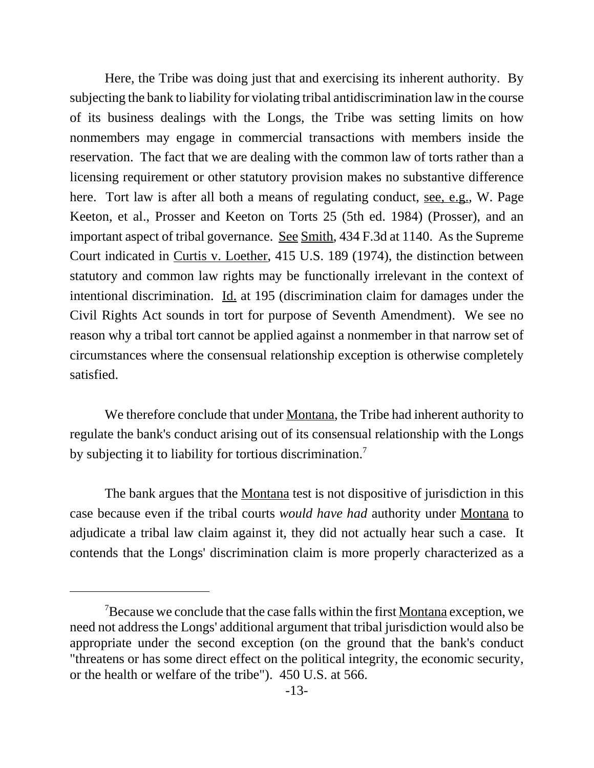Here, the Tribe was doing just that and exercising its inherent authority. By subjecting the bank to liability for violating tribal antidiscrimination law in the course of its business dealings with the Longs, the Tribe was setting limits on how nonmembers may engage in commercial transactions with members inside the reservation. The fact that we are dealing with the common law of torts rather than a licensing requirement or other statutory provision makes no substantive difference here. Tort law is after all both a means of regulating conduct, see, e.g., W. Page Keeton, et al., Prosser and Keeton on Torts 25 (5th ed. 1984) (Prosser), and an important aspect of tribal governance. See Smith, 434 F.3d at 1140. As the Supreme Court indicated in Curtis v. Loether, 415 U.S. 189 (1974), the distinction between statutory and common law rights may be functionally irrelevant in the context of intentional discrimination. Id. at 195 (discrimination claim for damages under the Civil Rights Act sounds in tort for purpose of Seventh Amendment). We see no reason why a tribal tort cannot be applied against a nonmember in that narrow set of circumstances where the consensual relationship exception is otherwise completely satisfied.

We therefore conclude that under Montana, the Tribe had inherent authority to regulate the bank's conduct arising out of its consensual relationship with the Longs by subjecting it to liability for tortious discrimination.[7]

The bank argues that the Montana test is not dispositive of jurisdiction in this case because even if the tribal courts *would have had* authority under Montana to adjudicate a tribal law claim against it, they did not actually hear such a case. It contends that the Longs' discrimination claim is more properly characterized as a

---

[7]Because we conclude that the case falls within the first Montana exception, we need not address the Longs' additional argument that tribal jurisdiction would also be appropriate under the second exception (on the ground that the bank's conduct "threatens or has some direct effect on the political integrity, the economic security, or the health or welfare of the tribe"). 450 U.S. at 566.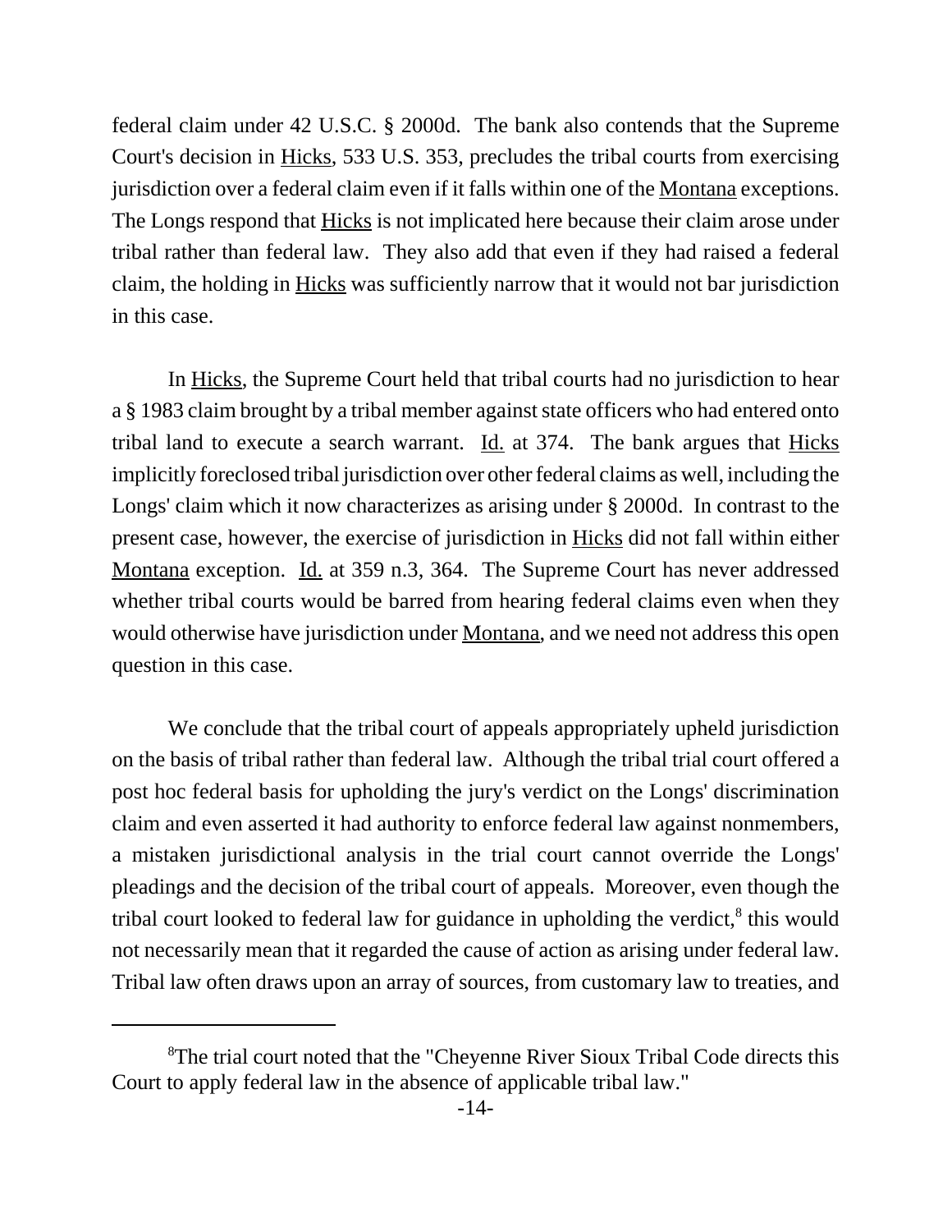federal claim under 42 U.S.C. § 2000d. The bank also contends that the Supreme Court's decision in Hicks, 533 U.S. 353, precludes the tribal courts from exercising jurisdiction over a federal claim even if it falls within one of the Montana exceptions. The Longs respond that Hicks is not implicated here because their claim arose under tribal rather than federal law. They also add that even if they had raised a federal claim, the holding in Hicks was sufficiently narrow that it would not bar jurisdiction in this case.

In Hicks, the Supreme Court held that tribal courts had no jurisdiction to hear a § 1983 claim brought by a tribal member against state officers who had entered onto tribal land to execute a search warrant. Id. at 374. The bank argues that Hicks implicitly foreclosed tribal jurisdiction over other federal claims as well, including the Longs' claim which it now characterizes as arising under § 2000d. In contrast to the present case, however, the exercise of jurisdiction in Hicks did not fall within either Montana exception. Id. at 359 n.3, 364. The Supreme Court has never addressed whether tribal courts would be barred from hearing federal claims even when they would otherwise have jurisdiction under Montana, and we need not address this open question in this case.

We conclude that the tribal court of appeals appropriately upheld jurisdiction on the basis of tribal rather than federal law. Although the tribal trial court offered a post hoc federal basis for upholding the jury's verdict on the Longs' discrimination claim and even asserted it had authority to enforce federal law against nonmembers, a mistaken jurisdictional analysis in the trial court cannot override the Longs' pleadings and the decision of the tribal court of appeals. Moreover, even though the tribal court looked to federal law for guidance in upholding the verdict,[8] this would not necessarily mean that it regarded the cause of action as arising under federal law. Tribal law often draws upon an array of sources, from customary law to treaties, and

---

[8]The trial court noted that the "Cheyenne River Sioux Tribal Code directs this Court to apply federal law in the absence of applicable tribal law."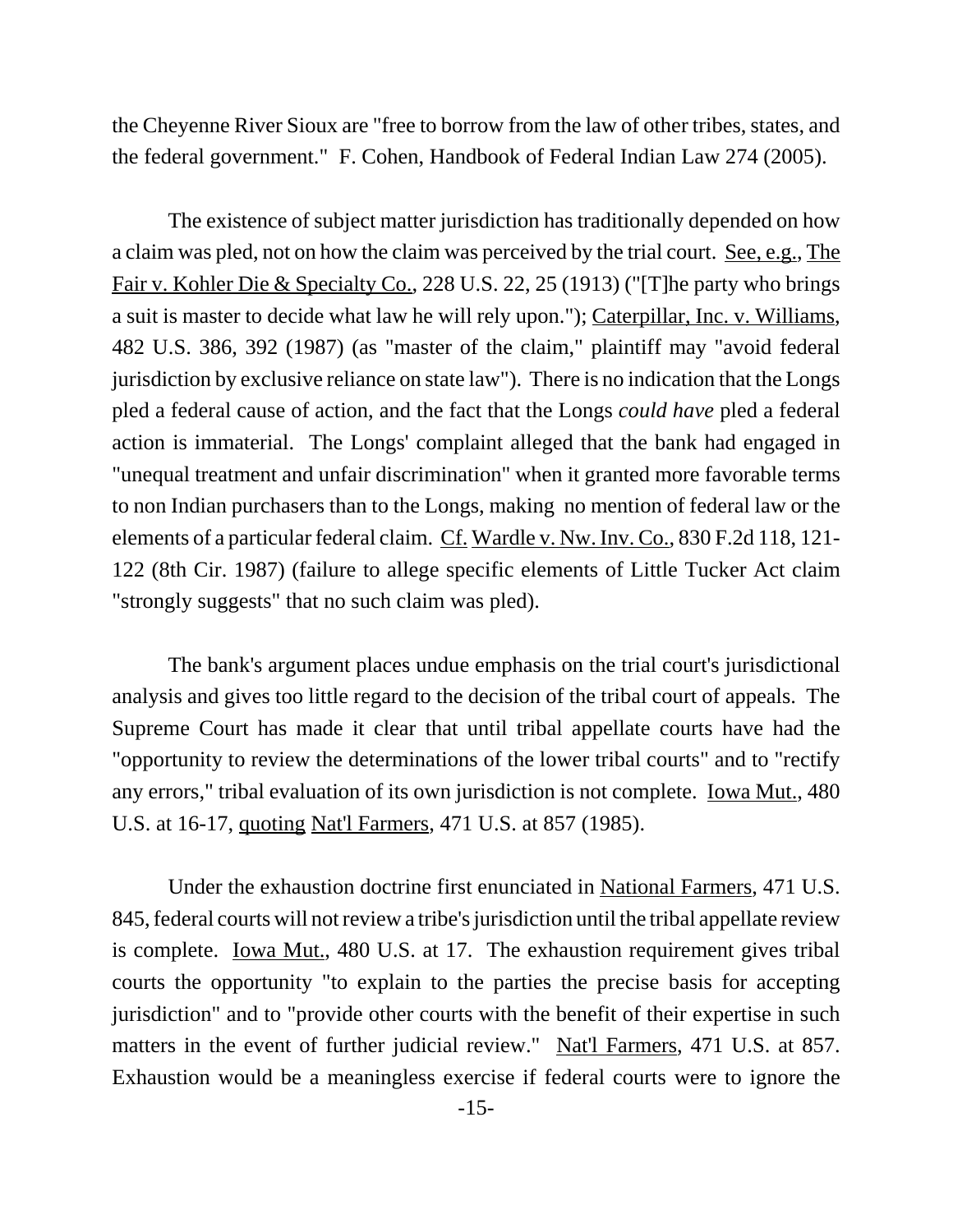the Cheyenne River Sioux are "free to borrow from the law of other tribes, states, and the federal government." F. Cohen, Handbook of Federal Indian Law 274 (2005).

The existence of subject matter jurisdiction has traditionally depended on how a claim was pled, not on how the claim was perceived by the trial court. See, e.g., The Fair v. Kohler Die & Specialty Co., 228 U.S. 22, 25 (1913) ("[T]he party who brings a suit is master to decide what law he will rely upon."); Caterpillar, Inc. v. Williams, 482 U.S. 386, 392 (1987) (as "master of the claim," plaintiff may "avoid federal jurisdiction by exclusive reliance on state law"). There is no indication that the Longs pled a federal cause of action, and the fact that the Longs *could have* pled a federal action is immaterial. The Longs' complaint alleged that the bank had engaged in "unequal treatment and unfair discrimination" when it granted more favorable terms to non Indian purchasers than to the Longs, making no mention of federal law or the elements of a particular federal claim. Cf. Wardle v. Nw. Inv. Co., 830 F.2d 118, 121-122 (8th Cir. 1987) (failure to allege specific elements of Little Tucker Act claim "strongly suggests" that no such claim was pled).

The bank's argument places undue emphasis on the trial court's jurisdictional analysis and gives too little regard to the decision of the tribal court of appeals. The Supreme Court has made it clear that until tribal appellate courts have had the "opportunity to review the determinations of the lower tribal courts" and to "rectify any errors," tribal evaluation of its own jurisdiction is not complete. Iowa Mut., 480 U.S. at 16-17, quoting Nat'l Farmers, 471 U.S. at 857 (1985).

Under the exhaustion doctrine first enunciated in National Farmers, 471 U.S. 845, federal courts will not review a tribe's jurisdiction until the tribal appellate review is complete. Iowa Mut., 480 U.S. at 17. The exhaustion requirement gives tribal courts the opportunity "to explain to the parties the precise basis for accepting jurisdiction" and to "provide other courts with the benefit of their expertise in such matters in the event of further judicial review." Nat'l Farmers, 471 U.S. at 857. Exhaustion would be a meaningless exercise if federal courts were to ignore the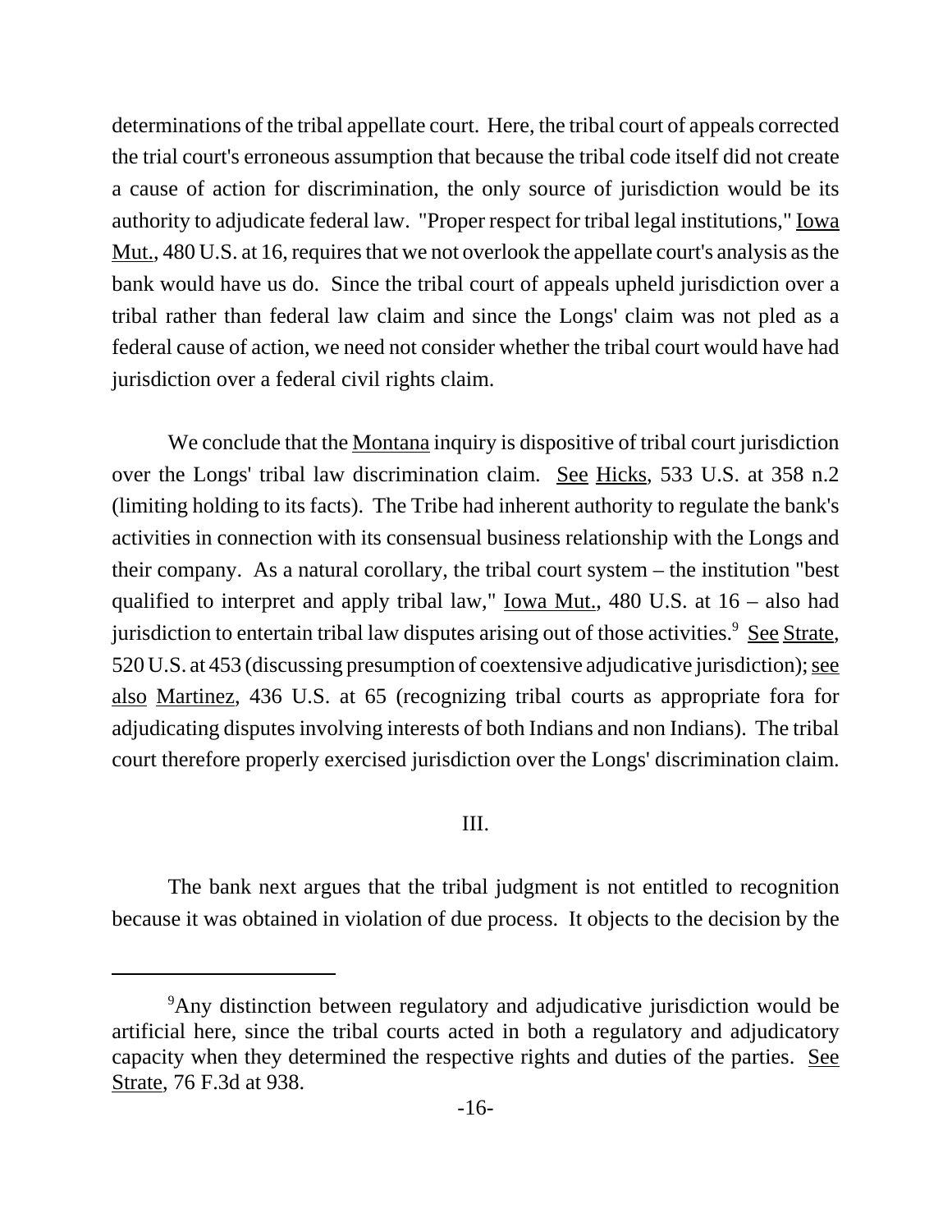determinations of the tribal appellate court. Here, the tribal court of appeals corrected the trial court's erroneous assumption that because the tribal code itself did not create a cause of action for discrimination, the only source of jurisdiction would be its authority to adjudicate federal law. "Proper respect for tribal legal institutions," Iowa Mut., 480 U.S. at 16, requires that we not overlook the appellate court's analysis as the bank would have us do. Since the tribal court of appeals upheld jurisdiction over a tribal rather than federal law claim and since the Longs' claim was not pled as a federal cause of action, we need not consider whether the tribal court would have had jurisdiction over a federal civil rights claim.

We conclude that the Montana inquiry is dispositive of tribal court jurisdiction over the Longs' tribal law discrimination claim. See Hicks, 533 U.S. at 358 n.2 (limiting holding to its facts). The Tribe had inherent authority to regulate the bank's activities in connection with its consensual business relationship with the Longs and their company. As a natural corollary, the tribal court system – the institution "best qualified to interpret and apply tribal law," Iowa Mut., 480 U.S. at 16 – also had jurisdiction to entertain tribal law disputes arising out of those activities.[9] See Strate, 520 U.S. at 453 (discussing presumption of coextensive adjudicative jurisdiction); see also Martinez, 436 U.S. at 65 (recognizing tribal courts as appropriate fora for adjudicating disputes involving interests of both Indians and non Indians). The tribal court therefore properly exercised jurisdiction over the Longs' discrimination claim.

## III.

The bank next argues that the tribal judgment is not entitled to recognition because it was obtained in violation of due process. It objects to the decision by the

[9] Any distinction between regulatory and adjudicative jurisdiction would be artificial here, since the tribal courts acted in both a regulatory and adjudicatory capacity when they determined the respective rights and duties of the parties. See Strate, 76 F.3d at 938.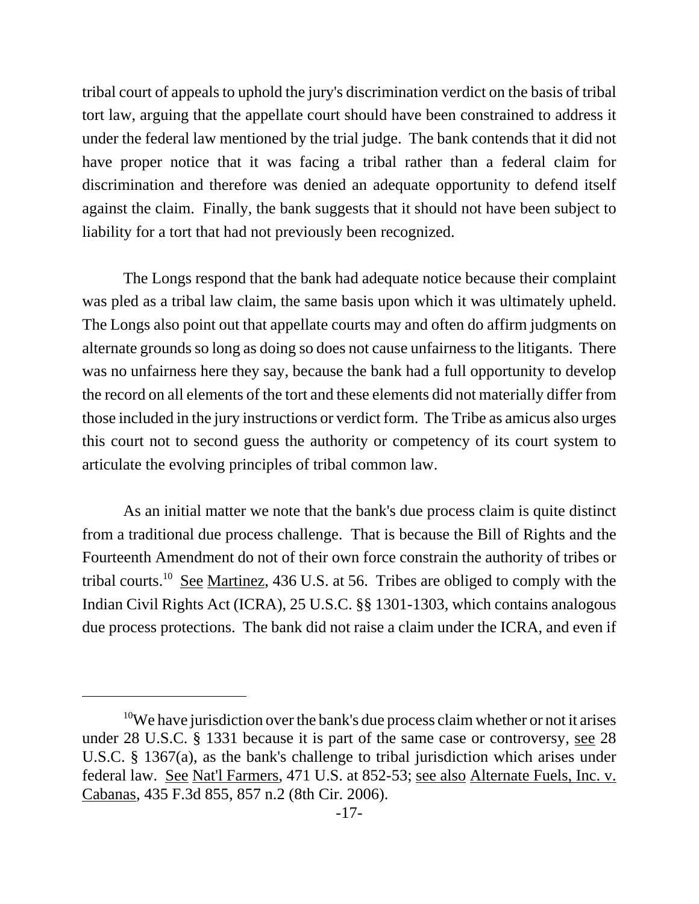tribal court of appeals to uphold the jury's discrimination verdict on the basis of tribal tort law, arguing that the appellate court should have been constrained to address it under the federal law mentioned by the trial judge. The bank contends that it did not have proper notice that it was facing a tribal rather than a federal claim for discrimination and therefore was denied an adequate opportunity to defend itself against the claim. Finally, the bank suggests that it should not have been subject to liability for a tort that had not previously been recognized.

The Longs respond that the bank had adequate notice because their complaint was pled as a tribal law claim, the same basis upon which it was ultimately upheld. The Longs also point out that appellate courts may and often do affirm judgments on alternate grounds so long as doing so does not cause unfairness to the litigants. There was no unfairness here they say, because the bank had a full opportunity to develop the record on all elements of the tort and these elements did not materially differ from those included in the jury instructions or verdict form. The Tribe as amicus also urges this court not to second guess the authority or competency of its court system to articulate the evolving principles of tribal common law.

As an initial matter we note that the bank's due process claim is quite distinct from a traditional due process challenge. That is because the Bill of Rights and the Fourteenth Amendment do not of their own force constrain the authority of tribes or tribal courts.[10] See Martinez, 436 U.S. at 56. Tribes are obliged to comply with the Indian Civil Rights Act (ICRA), 25 U.S.C. §§ 1301-1303, which contains analogous due process protections. The bank did not raise a claim under the ICRA, and even if

---

[10] We have jurisdiction over the bank's due process claim whether or not it arises under 28 U.S.C. § 1331 because it is part of the same case or controversy, see 28 U.S.C. § 1367(a), as the bank's challenge to tribal jurisdiction which arises under federal law. See Nat'l Farmers, 471 U.S. at 852-53; see also Alternate Fuels, Inc. v. Cabanas, 435 F.3d 855, 857 n.2 (8th Cir. 2006).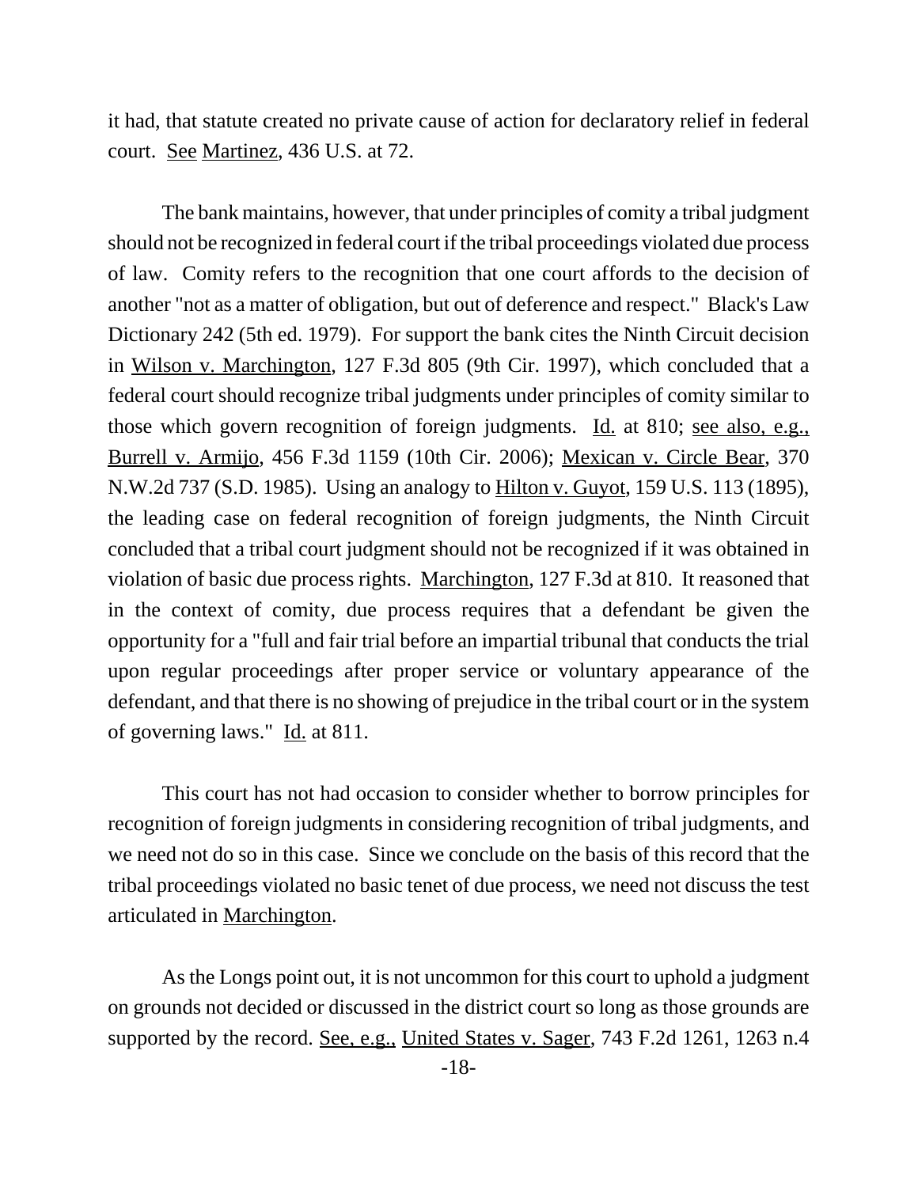it had, that statute created no private cause of action for declaratory relief in federal court. See Martinez, 436 U.S. at 72.

The bank maintains, however, that under principles of comity a tribal judgment should not be recognized in federal court if the tribal proceedings violated due process of law. Comity refers to the recognition that one court affords to the decision of another "not as a matter of obligation, but out of deference and respect." Black's Law Dictionary 242 (5th ed. 1979). For support the bank cites the Ninth Circuit decision in Wilson v. Marchington, 127 F.3d 805 (9th Cir. 1997), which concluded that a federal court should recognize tribal judgments under principles of comity similar to those which govern recognition of foreign judgments. Id. at 810; see also, e.g., Burrell v. Armijo, 456 F.3d 1159 (10th Cir. 2006); Mexican v. Circle Bear, 370 N.W.2d 737 (S.D. 1985). Using an analogy to Hilton v. Guyot, 159 U.S. 113 (1895), the leading case on federal recognition of foreign judgments, the Ninth Circuit concluded that a tribal court judgment should not be recognized if it was obtained in violation of basic due process rights. Marchington, 127 F.3d at 810. It reasoned that in the context of comity, due process requires that a defendant be given the opportunity for a "full and fair trial before an impartial tribunal that conducts the trial upon regular proceedings after proper service or voluntary appearance of the defendant, and that there is no showing of prejudice in the tribal court or in the system of governing laws." Id. at 811.

This court has not had occasion to consider whether to borrow principles for recognition of foreign judgments in considering recognition of tribal judgments, and we need not do so in this case. Since we conclude on the basis of this record that the tribal proceedings violated no basic tenet of due process, we need not discuss the test articulated in Marchington.

As the Longs point out, it is not uncommon for this court to uphold a judgment on grounds not decided or discussed in the district court so long as those grounds are supported by the record. See, e.g., United States v. Sager, 743 F.2d 1261, 1263 n.4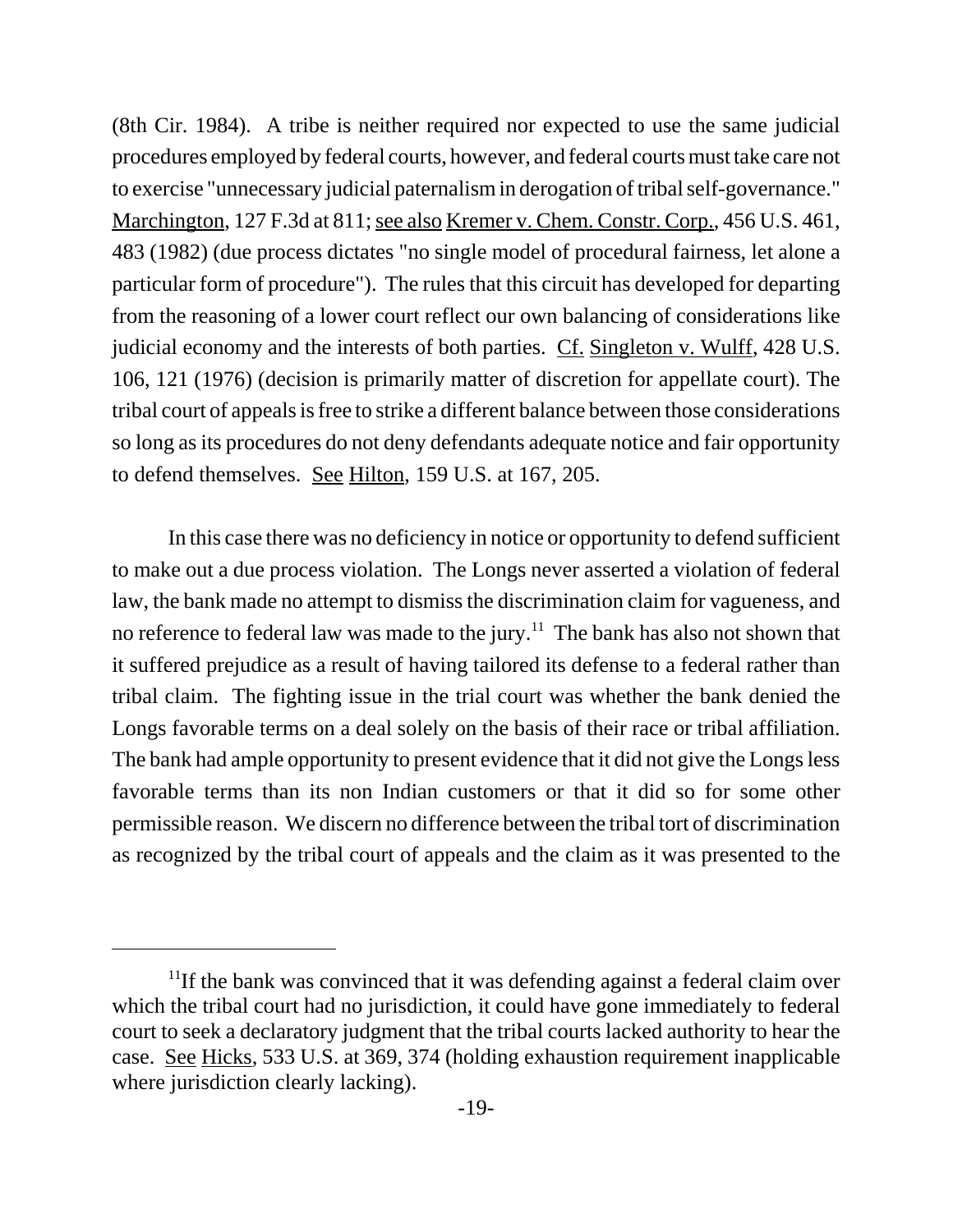(8th Cir. 1984). A tribe is neither required nor expected to use the same judicial procedures employed by federal courts, however, and federal courts must take care not to exercise "unnecessary judicial paternalism in derogation of tribal self-governance." Marchington, 127 F.3d at 811; see also Kremer v. Chem. Constr. Corp., 456 U.S. 461, 483 (1982) (due process dictates "no single model of procedural fairness, let alone a particular form of procedure"). The rules that this circuit has developed for departing from the reasoning of a lower court reflect our own balancing of considerations like judicial economy and the interests of both parties. Cf. Singleton v. Wulff, 428 U.S. 106, 121 (1976) (decision is primarily matter of discretion for appellate court). The tribal court of appeals is free to strike a different balance between those considerations so long as its procedures do not deny defendants adequate notice and fair opportunity to defend themselves. See Hilton, 159 U.S. at 167, 205.

In this case there was no deficiency in notice or opportunity to defend sufficient to make out a due process violation. The Longs never asserted a violation of federal law, the bank made no attempt to dismiss the discrimination claim for vagueness, and no reference to federal law was made to the jury.[11] The bank has also not shown that it suffered prejudice as a result of having tailored its defense to a federal rather than tribal claim. The fighting issue in the trial court was whether the bank denied the Longs favorable terms on a deal solely on the basis of their race or tribal affiliation. The bank had ample opportunity to present evidence that it did not give the Longs less favorable terms than its non Indian customers or that it did so for some other permissible reason. We discern no difference between the tribal tort of discrimination as recognized by the tribal court of appeals and the claim as it was presented to the

---

[11]If the bank was convinced that it was defending against a federal claim over which the tribal court had no jurisdiction, it could have gone immediately to federal court to seek a declaratory judgment that the tribal courts lacked authority to hear the case. See Hicks, 533 U.S. at 369, 374 (holding exhaustion requirement inapplicable where jurisdiction clearly lacking).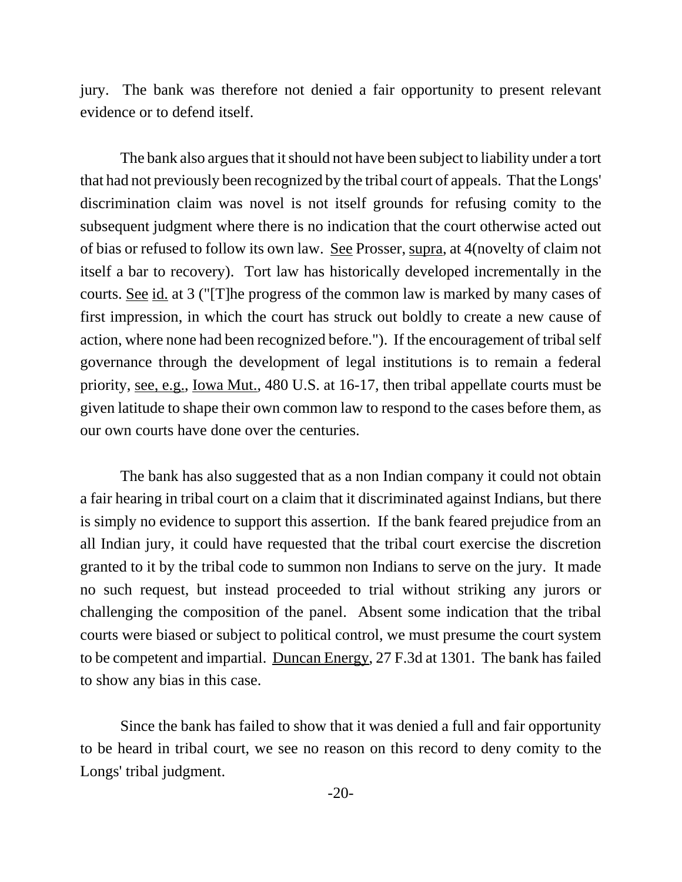jury. The bank was therefore not denied a fair opportunity to present relevant evidence or to defend itself.

The bank also argues that it should not have been subject to liability under a tort that had not previously been recognized by the tribal court of appeals. That the Longs' discrimination claim was novel is not itself grounds for refusing comity to the subsequent judgment where there is no indication that the court otherwise acted out of bias or refused to follow its own law. See Prosser, supra, at 4(novelty of claim not itself a bar to recovery). Tort law has historically developed incrementally in the courts. See id. at 3 ("[T]he progress of the common law is marked by many cases of first impression, in which the court has struck out boldly to create a new cause of action, where none had been recognized before."). If the encouragement of tribal self governance through the development of legal institutions is to remain a federal priority, see, e.g., Iowa Mut., 480 U.S. at 16-17, then tribal appellate courts must be given latitude to shape their own common law to respond to the cases before them, as our own courts have done over the centuries.

The bank has also suggested that as a non Indian company it could not obtain a fair hearing in tribal court on a claim that it discriminated against Indians, but there is simply no evidence to support this assertion. If the bank feared prejudice from an all Indian jury, it could have requested that the tribal court exercise the discretion granted to it by the tribal code to summon non Indians to serve on the jury. It made no such request, but instead proceeded to trial without striking any jurors or challenging the composition of the panel. Absent some indication that the tribal courts were biased or subject to political control, we must presume the court system to be competent and impartial. Duncan Energy, 27 F.3d at 1301. The bank has failed to show any bias in this case.

Since the bank has failed to show that it was denied a full and fair opportunity to be heard in tribal court, we see no reason on this record to deny comity to the Longs' tribal judgment.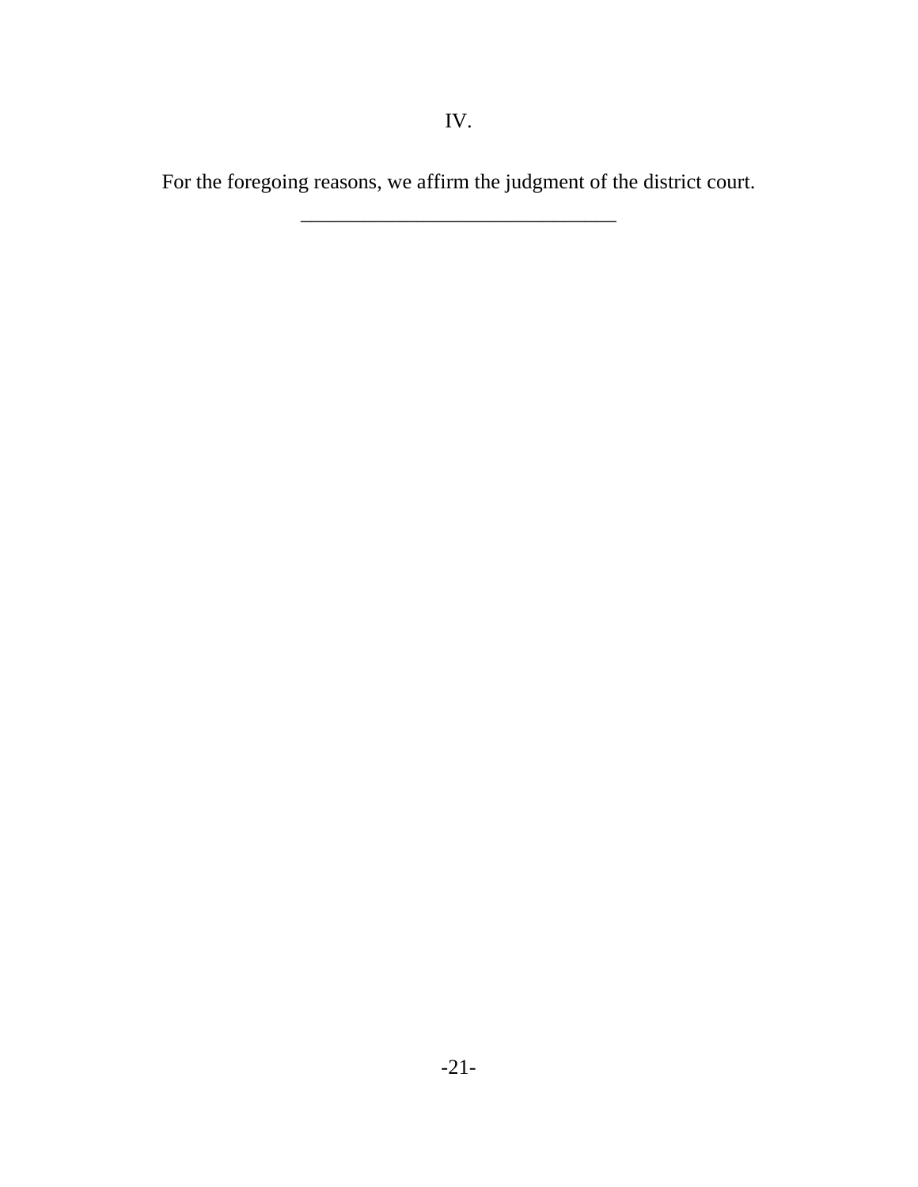## IV.

For the foregoing reasons, we affirm the judgment of the district court.

\_\_\_\_\_\_\_\_\_\_\_\_\_\_\_\_\_\_\_\_\_\_\_\_\_\_\_\_\_\_\_\_\_